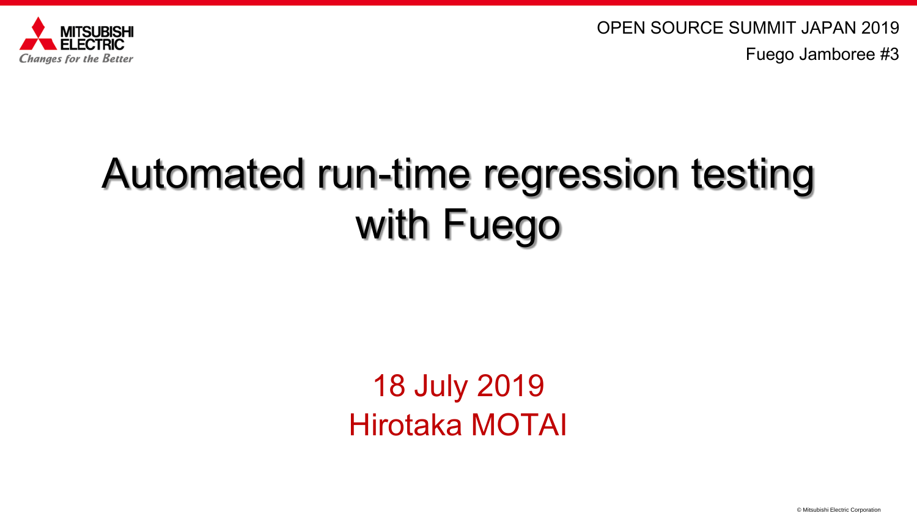OPEN SOURCE SUMMIT JAPAN 2019

Fuego Jamboree #3

# Automated run-time regression testing with Fuego

18 July 2019

Hirotaka MOTAI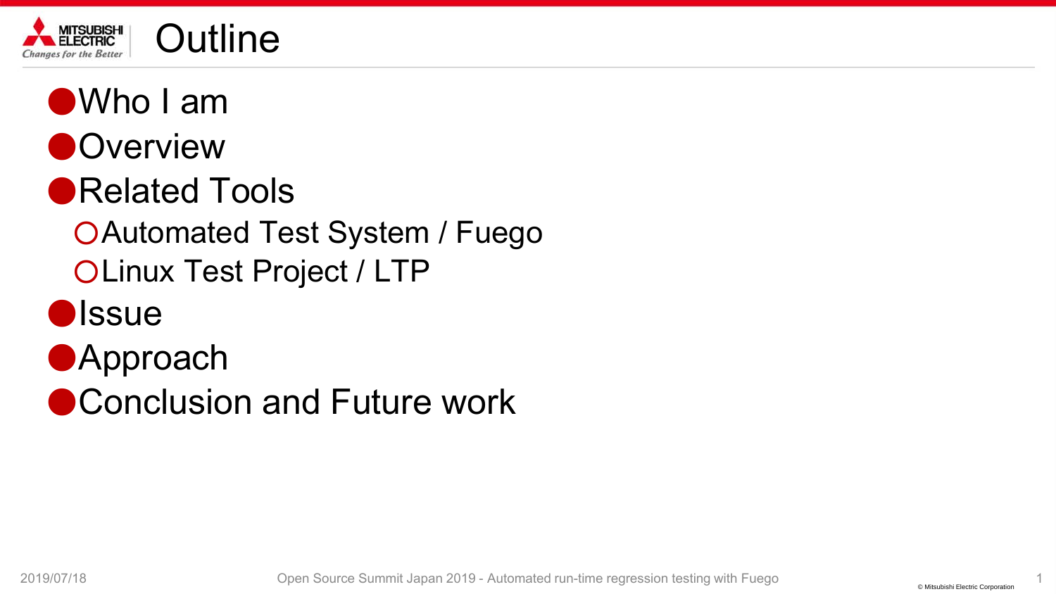# Outline

- Who I am
- Overview
- Related Tools
  - Automated Test System / Fuego
  - Linux Test Project / LTP
- Issue
- Approach
- Conclusion and Future work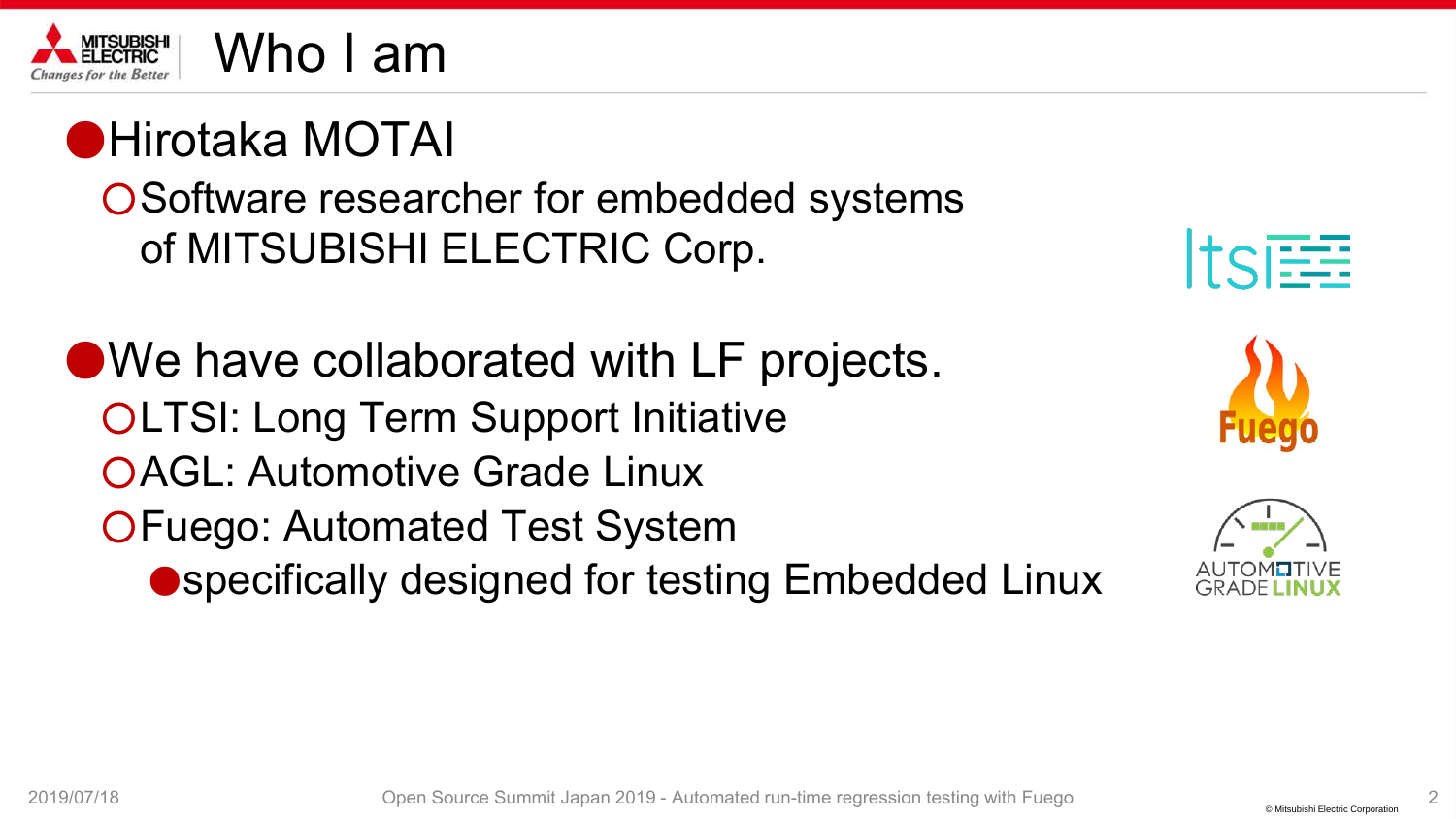# Who I am

- Hirotaka MOTAI
  - Software researcher for embedded systems of MITSUBISHI ELECTRIC Corp.

- We have collaborated with LF projects.
  - LTSI: Long Term Support Initiative
  - AGL: Automotive Grade Linux
  - Fuego: Automated Test System
    - specifically designed for testing Embedded Linux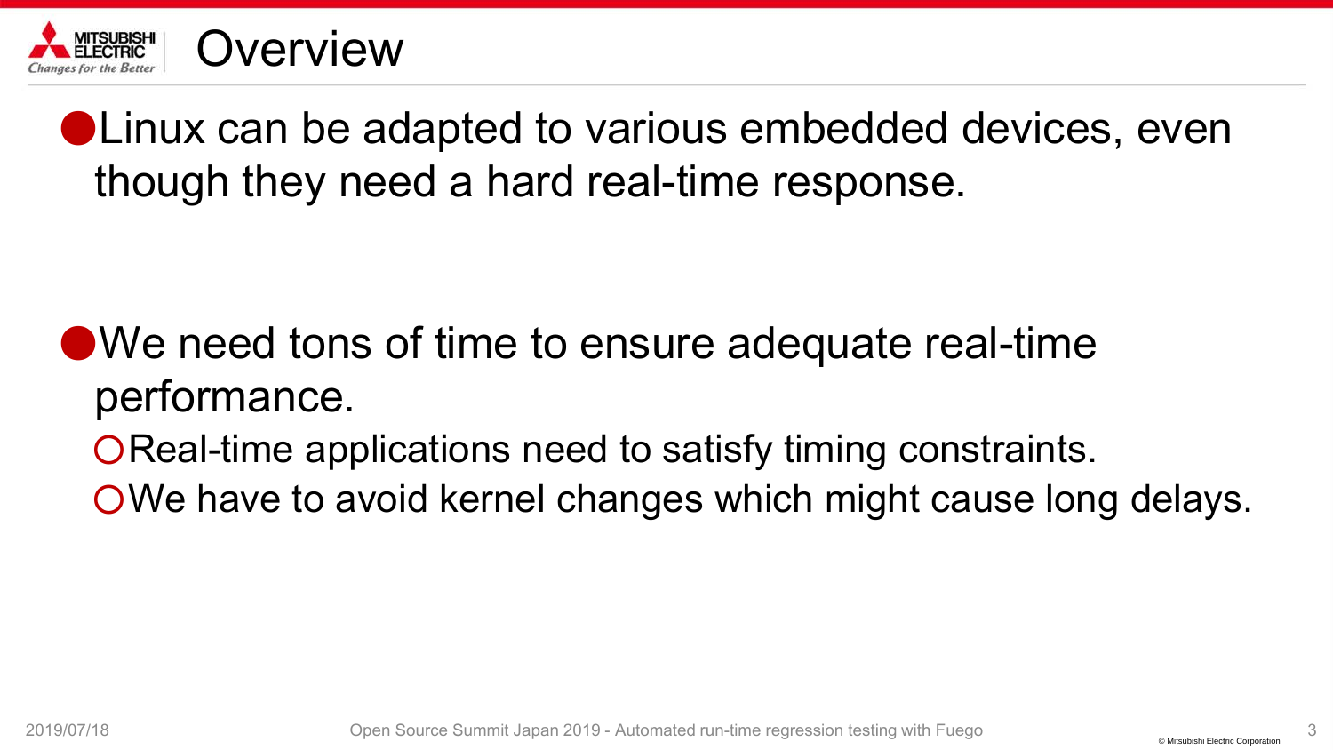# Overview

- Linux can be adapted to various embedded devices, even though they need a hard real-time response.

- We need tons of time to ensure adequate real-time performance.
  - Real-time applications need to satisfy timing constraints.
  - We have to avoid kernel changes which might cause long delays.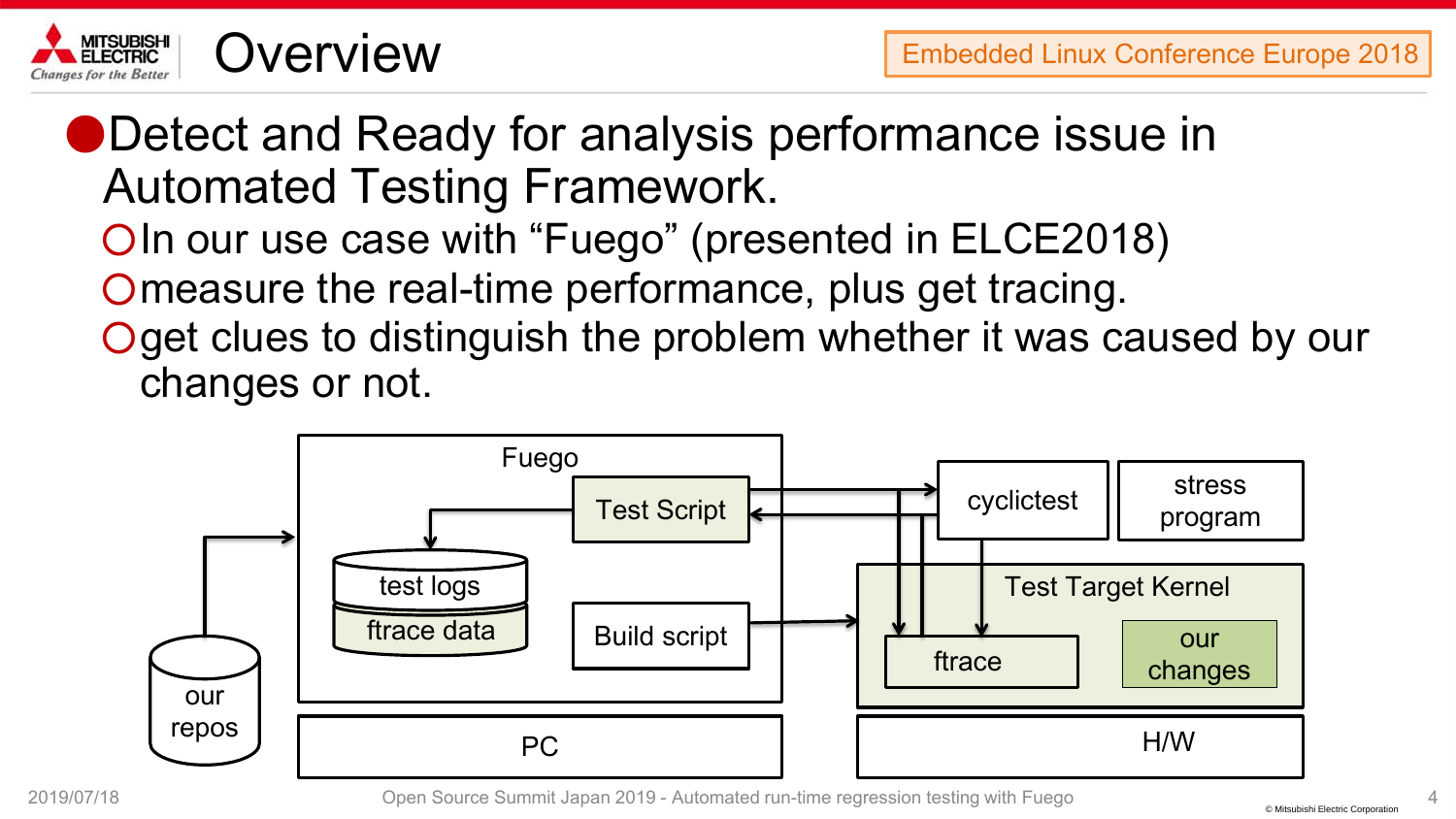# Overview

- Detect and Ready for analysis performance issue in Automated Testing Framework.
  - In our use case with “Fuego” (presented in ELCE2018)
  - measure the real-time performance, plus get tracing.
  - get clues to distinguish the problem whether it was caused by our changes or not.

Fuego

Test Script

test logs

ftrace data

Build script

our repos

PC

cyclictest

stress program

Test Target Kernel

ftrace

our changes

H/W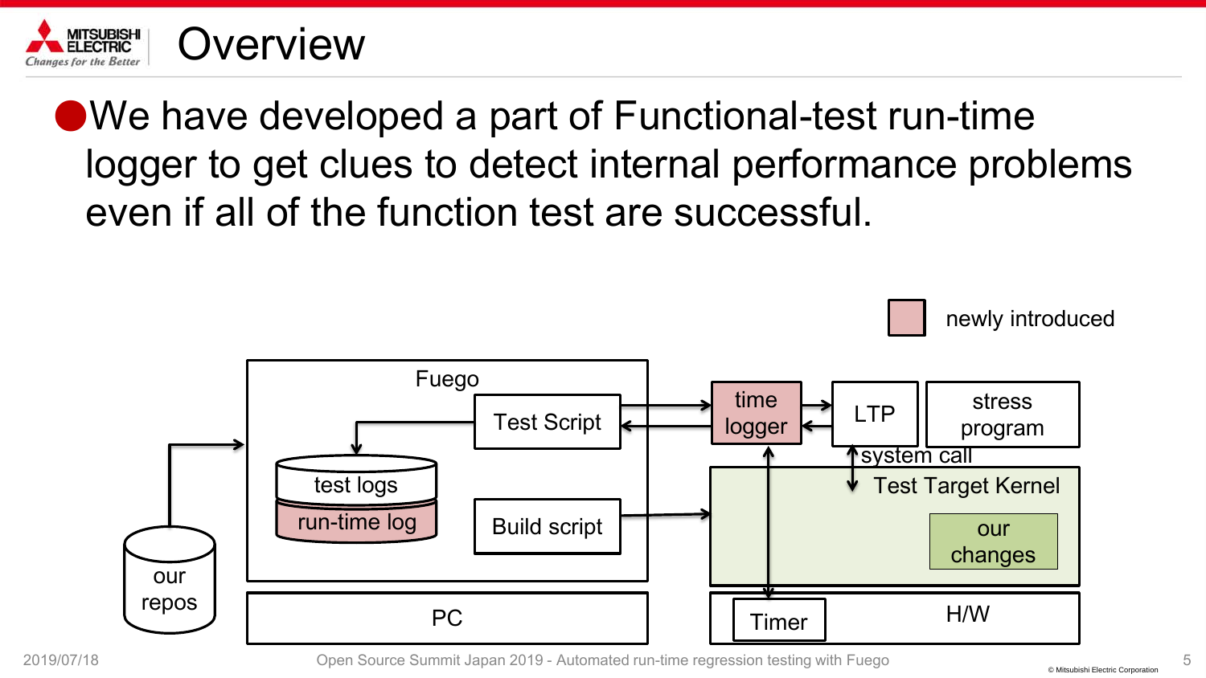# Overview

- We have developed a part of Functional-test run-time logger to get clues to detect internal performance problems even if all of the function test are successful.

newly introduced

Fuego

Test Script

test logs

run-time log

Build script

our repos

PC

time logger

LTP

stress program

system call

Test Target Kernel

our changes

Timer

H/W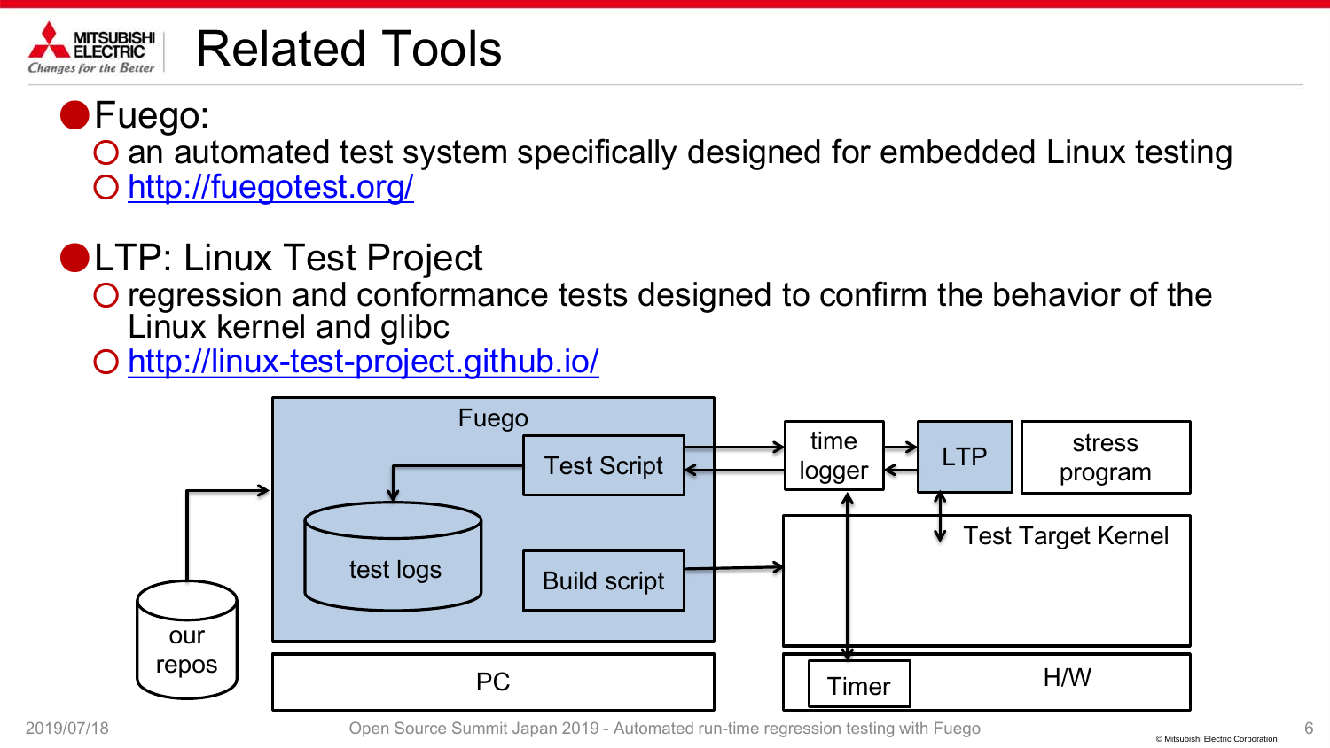# Related Tools

- **Fuego:**
  - an automated test system specifically designed for embedded Linux testing
  - http://fuegotest.org/
- **LTP: Linux Test Project**
  - regression and conformance tests designed to confirm the behavior of the Linux kernel and glibc
  - http://linux-test-project.github.io/

Fuego | Test Script | test logs | Build script | our repos | PC | time logger | LTP | stress program | Test Target Kernel | Timer | H/W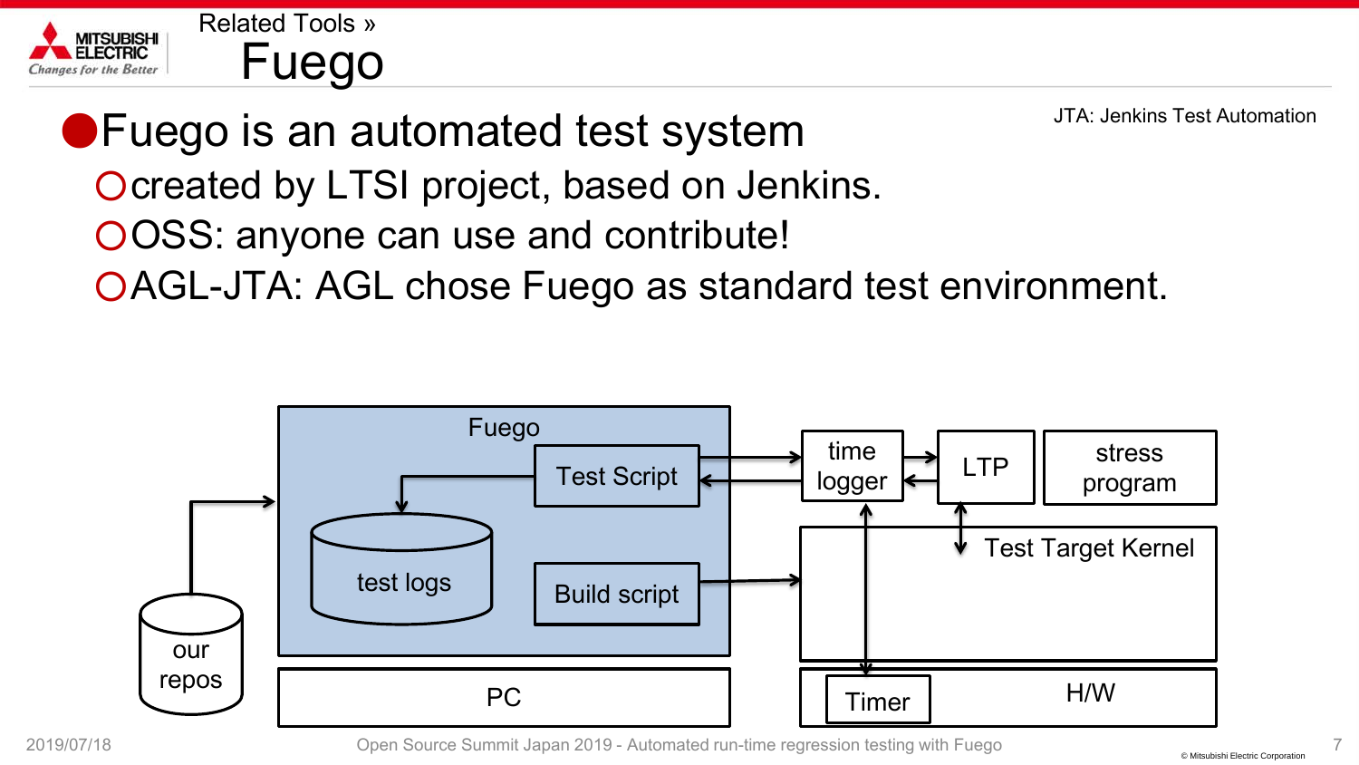Related Tools »

# Fuego

JTA: Jenkins Test Automation

- Fuego is an automated test system
  - created by LTSI project, based on Jenkins.
  - OSS: anyone can use and contribute!
  - AGL-JTA: AGL chose Fuego as standard test environment.

Fuego

Test Script

test logs

Build script

our repos

PC

time logger

LTP

stress program

Test Target Kernel

Timer

H/W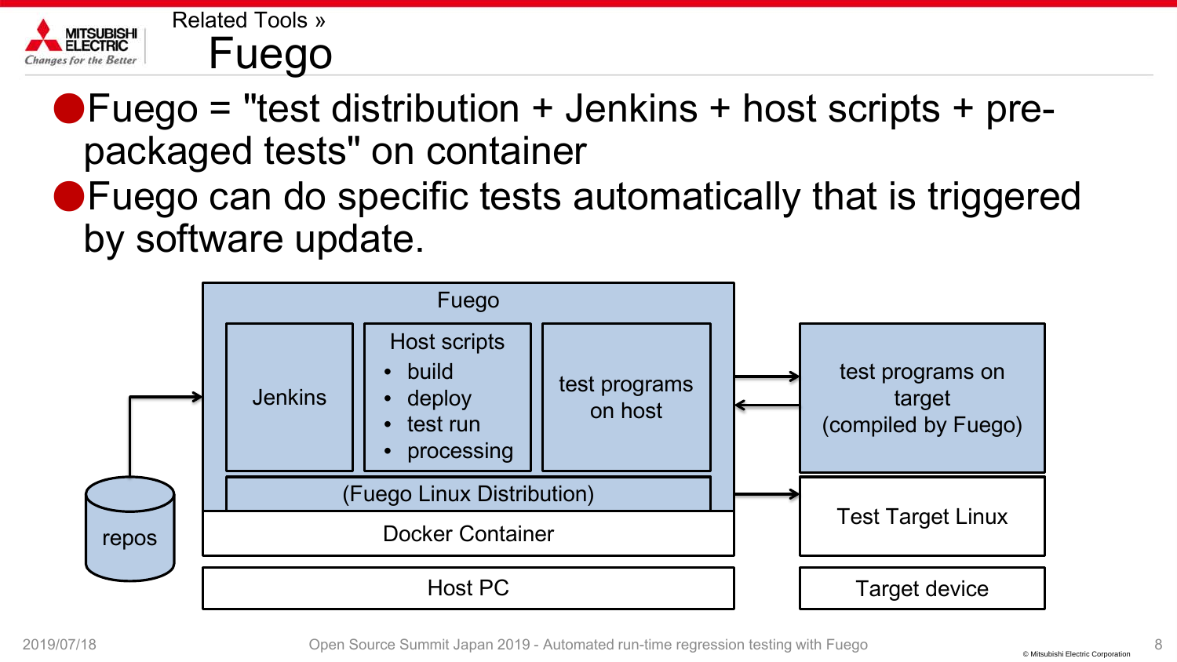Related Tools »

# Fuego

- Fuego = "test distribution + Jenkins + host scripts + pre-packaged tests" on container
- Fuego can do specific tests automatically that is triggered by software update.

Fuego

Jenkins

Host scripts
- build
- deploy
- test run
- processing

test programs on host

(Fuego Linux Distribution)

Docker Container

Host PC

repos

test programs on target (compiled by Fuego)

Test Target Linux

Target device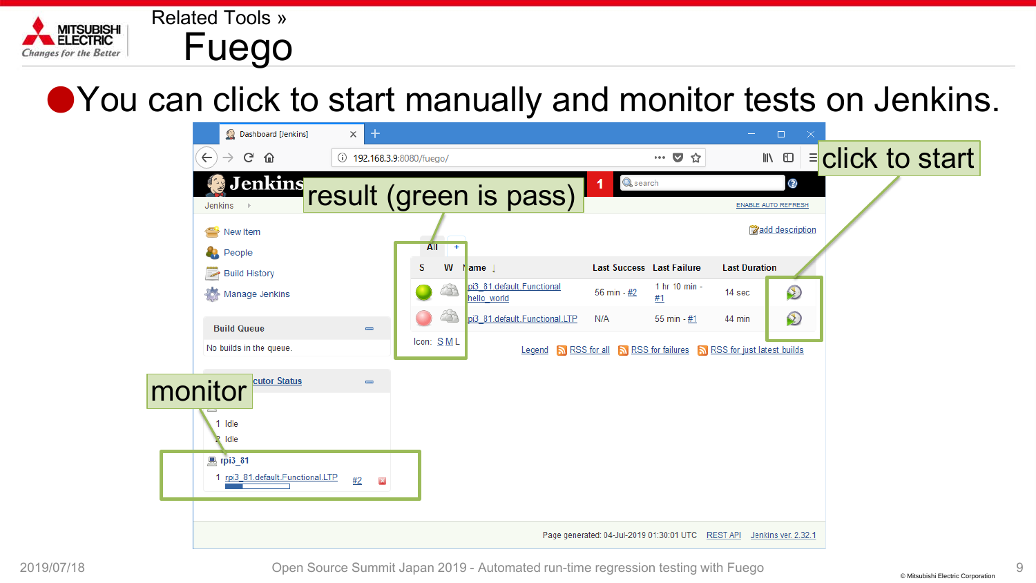# Related Tools » Fuego

- You can click to start manually and monitor tests on Jenkins.

result (green is pass)

click to start

monitor

| S | W | Name ↓ | Last Success | Last Failure | Last Duration |
|---|---|---|---|---|---|
| | | rpi3_81.default.Functional.hello_world | 56 min - #2 | 1 hr 10 min - #1 | 14 sec |
| | | rpi3_81.default.Functional.LTP | N/A | 55 min - #1 | 44 min |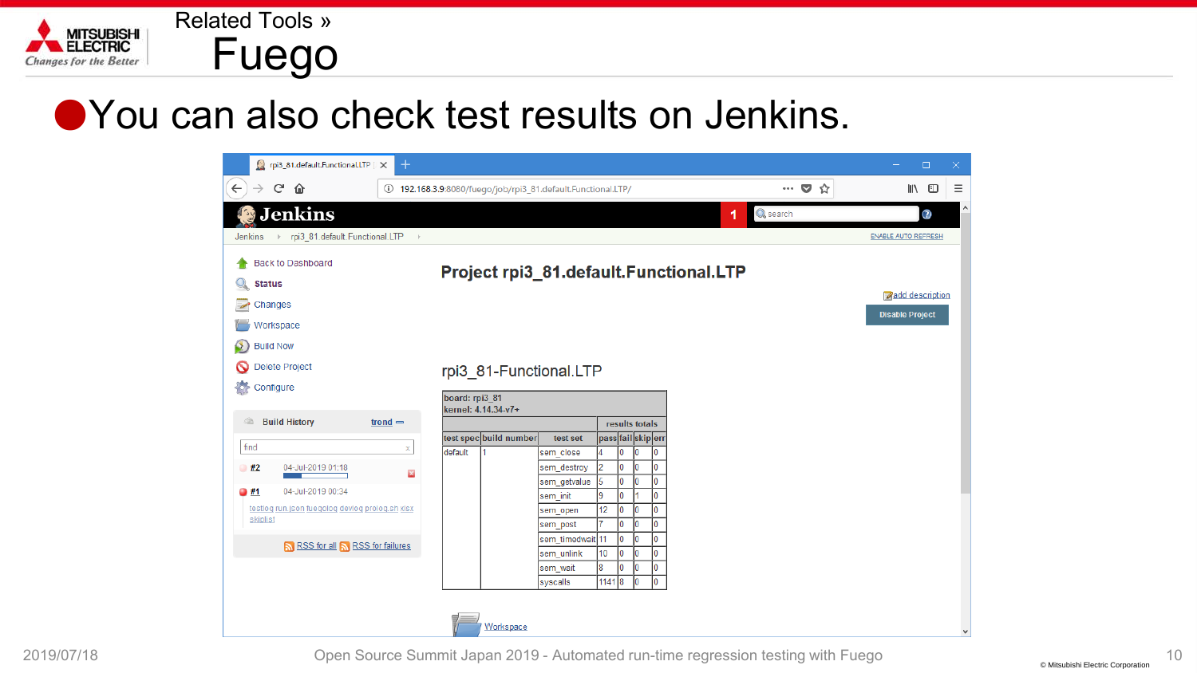# Related Tools » Fuego

- You can also check test results on Jenkins.

Jenkins

Jenkins › rpi3_81.default.Functional.LTP

ENABLE AUTO REFRESH

- Back to Dashboard
- Status
- Changes
- Workspace
- Build Now
- Delete Project
- Configure

Build History trend

- #2 04-Jul-2019 01:18
- #1 04-Jul-2019 00:34
  - testlog run.json fuegolog devlog prolog.sh xlsx skiplist

RSS for all RSS for failures

## Project rpi3_81.default.Functional.LTP

add description

Disable Project

### rpi3_81-Functional.LTP

board: rpi3_81
kernel: 4.14.34-v7+

| test spec | build number | test set | pass | fail | skip | err |
|---|---|---|---|---|---|---|
| | | | results totals | | | |
| default | 1 | sem_close | 4 | 0 | 0 | 0 |
| | | sem_destroy | 2 | 0 | 0 | 0 |
| | | sem_getvalue | 5 | 0 | 0 | 0 |
| | | sem_init | 9 | 0 | 1 | 0 |
| | | sem_open | 12 | 0 | 0 | 0 |
| | | sem_post | 7 | 0 | 0 | 0 |
| | | sem_timedwait | 11 | 0 | 0 | 0 |
| | | sem_unlink | 10 | 0 | 0 | 0 |
| | | sem_wait | 8 | 0 | 0 | 0 |
| | | syscalls | 1141 | 8 | 0 | 0 |

Workspace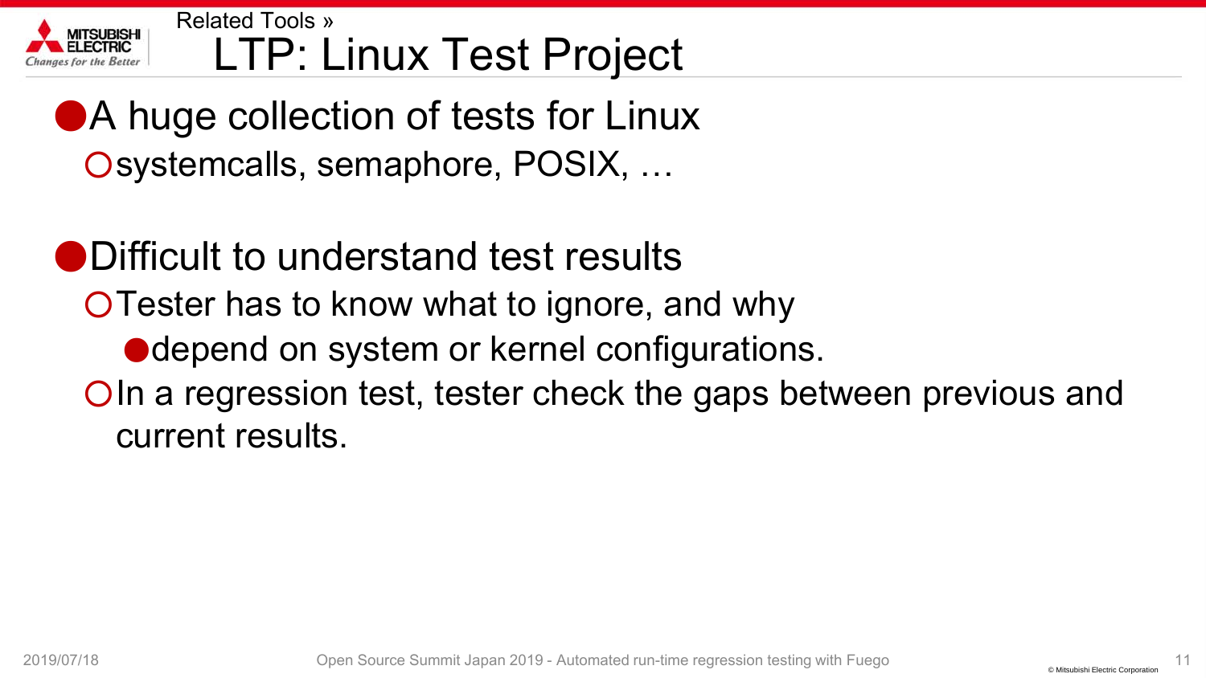Related Tools »

# LTP: Linux Test Project

- A huge collection of tests for Linux
  - systemcalls, semaphore, POSIX, …

- Difficult to understand test results
  - Tester has to know what to ignore, and why
    - depend on system or kernel configurations.
  - In a regression test, tester check the gaps between previous and current results.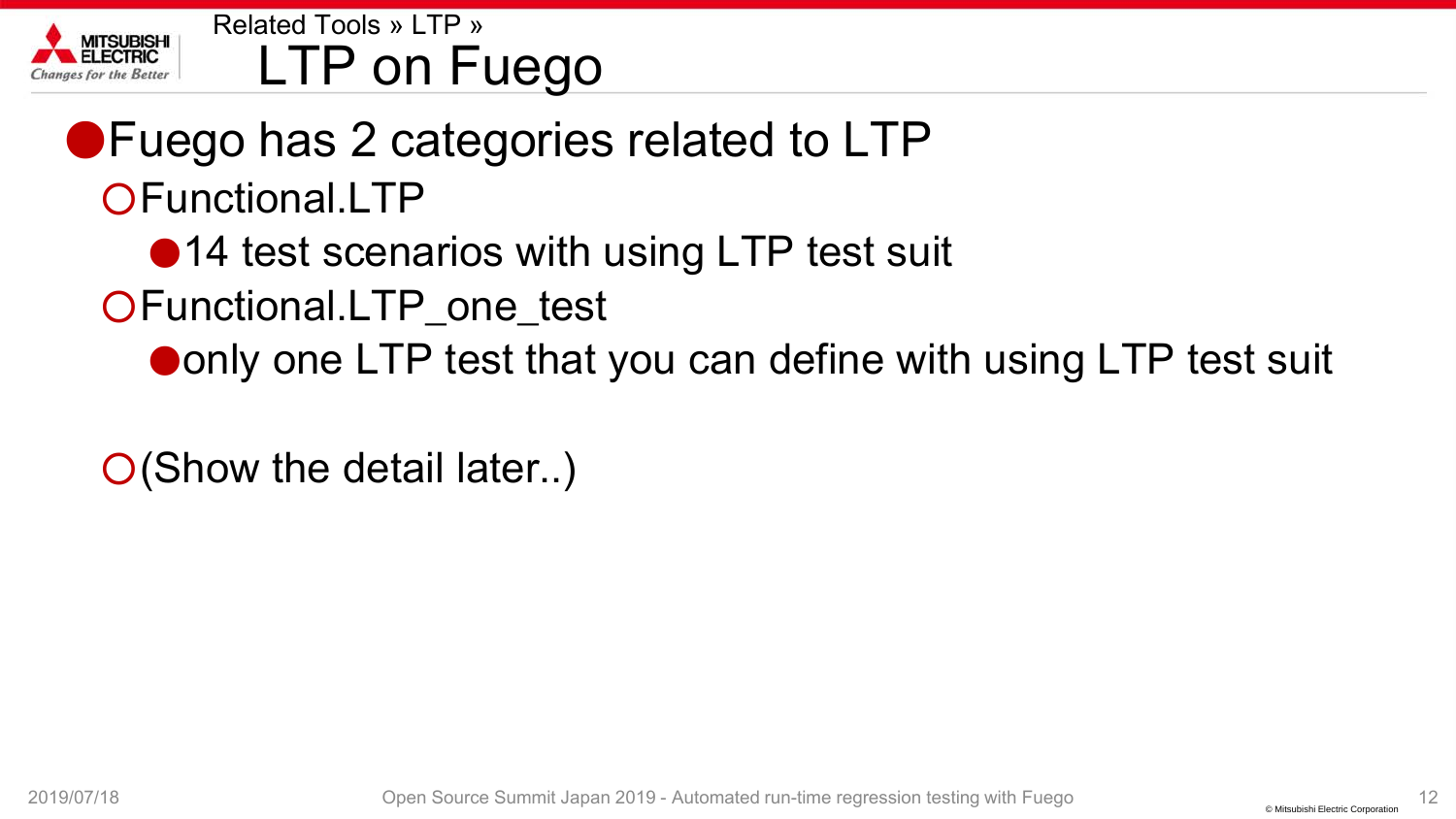Related Tools » LTP »

# LTP on Fuego

- Fuego has 2 categories related to LTP
  - Functional.LTP
    - 14 test scenarios with using LTP test suit
  - Functional.LTP_one_test
    - only one LTP test that you can define with using LTP test suit
  - (Show the detail later..)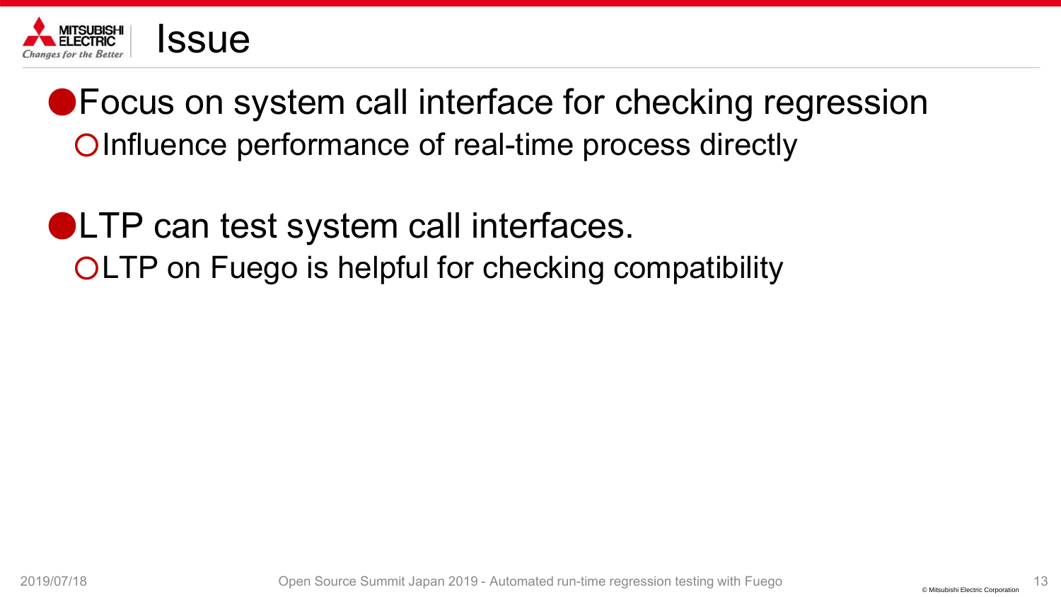# Issue

- Focus on system call interface for checking regression
  - Influence performance of real-time process directly

- LTP can test system call interfaces.
  - LTP on Fuego is helpful for checking compatibility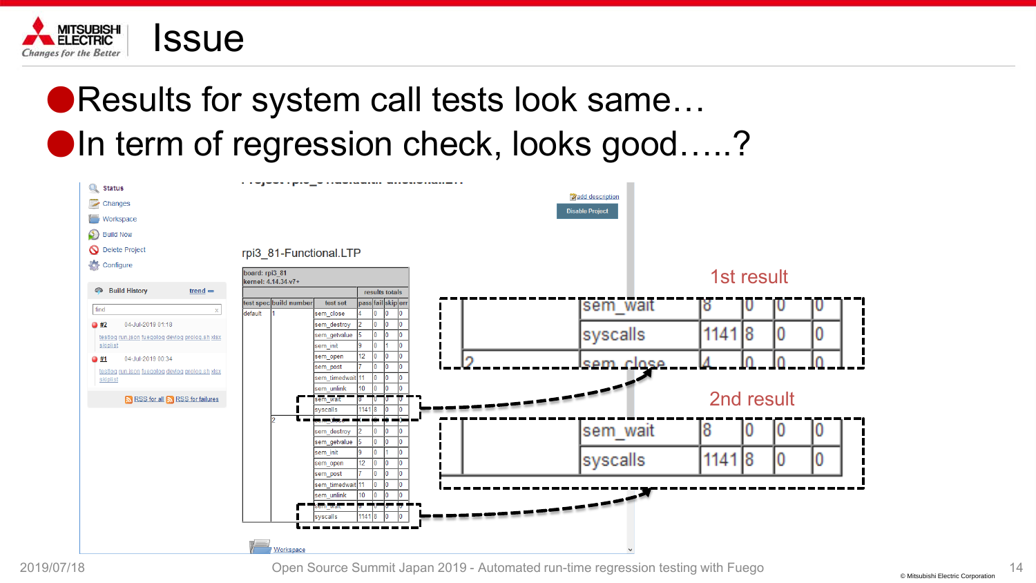# Issue

- Results for system call tests look same…
- In term of regression check, looks good…..?

rpi3_81-Functional.LTP

board: rpi3_81
kernel: 4.14.34-v7+

| test spec | build number | test set | pass | fail | skip | err |
|---|---|---|---|---|---|---|
| default | 1 | sem_close | 4 | 0 | 0 | 0 |
| | | sem_destroy | 2 | 0 | 0 | 0 |
| | | sem_getvalue | 5 | 0 | 0 | 0 |
| | | sem_init | 9 | 0 | 1 | 0 |
| | | sem_open | 12 | 0 | 0 | 0 |
| | | sem_post | 7 | 0 | 0 | 0 |
| | | sem_timedwait | 11 | 0 | 0 | 0 |
| | | sem_unlink | 10 | 0 | 0 | 0 |
| | | sem_wait | 8 | 0 | 0 | 0 |
| | | syscalls | 1141 | 8 | 0 | 0 |
| | 2 | sem_close | 4 | 0 | 0 | 0 |
| | | sem_destroy | 2 | 0 | 0 | 0 |
| | | sem_getvalue | 5 | 0 | 0 | 0 |
| | | sem_init | 9 | 0 | 1 | 0 |
| | | sem_open | 12 | 0 | 0 | 0 |
| | | sem_post | 7 | 0 | 0 | 0 |
| | | sem_timedwait | 11 | 0 | 0 | 0 |
| | | sem_unlink | 10 | 0 | 0 | 0 |
| | | sem_wait | 8 | 0 | 0 | 0 |
| | | syscalls | 1141 | 8 | 0 | 0 |

1st result

| | test set | pass | fail | skip | err |
|---|---|---|---|---|---|
| | sem_wait | 8 | 0 | 0 | 0 |
| | syscalls | 1141 | 8 | 0 | 0 |
| 2 | sem_close | 4 | 0 | 0 | 0 |

2nd result

| | test set | pass | fail | skip | err |
|---|---|---|---|---|---|
| | sem_wait | 8 | 0 | 0 | 0 |
| | syscalls | 1141 | 8 | 0 | 0 |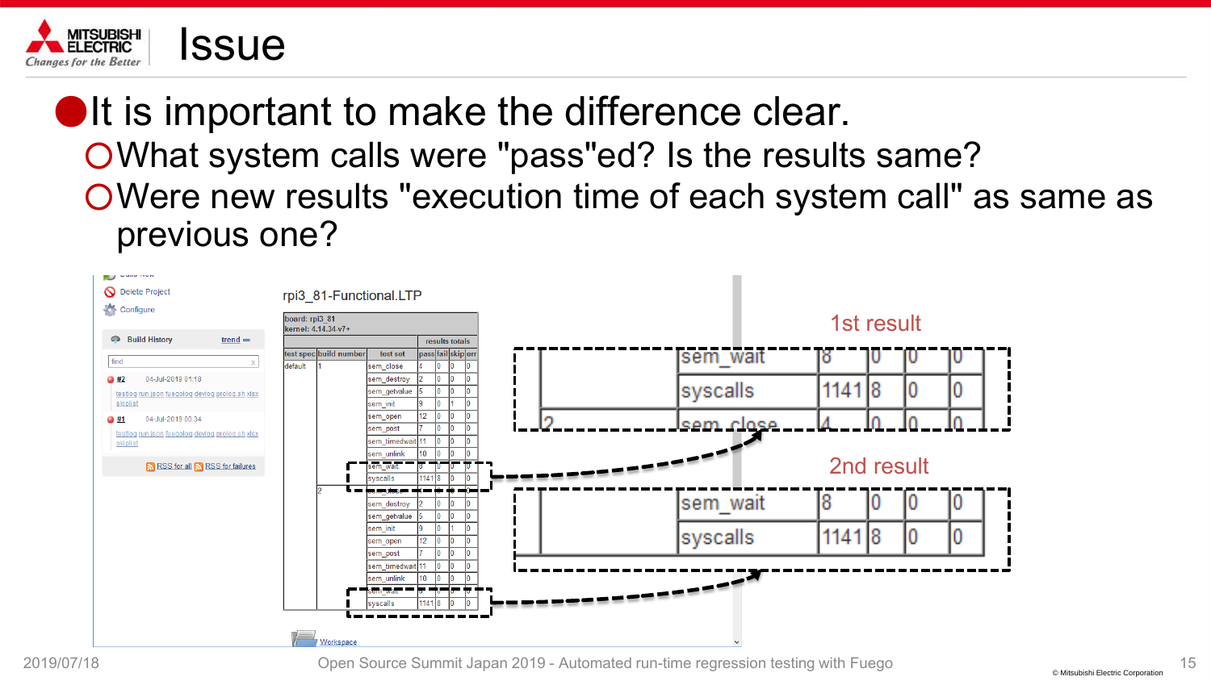# Issue

- It is important to make the difference clear.
  - What system calls were "pass"ed? Is the results same?
  - Were new results "execution time of each system call" as same as previous one?

rpi3_81-Functional.LTP

board: rpi3_81
kernel: 4.14.34.v7+

| test spec | build number | test set | pass | fail | skip | err |
|---|---|---|---|---|---|---|
| default | 1 | sem_close | 4 | 0 | 0 | 0 |
| | | sem_destroy | 2 | 0 | 0 | 0 |
| | | sem_getvalue | 5 | 0 | 0 | 0 |
| | | sem_init | 9 | 0 | 1 | 0 |
| | | sem_open | 12 | 0 | 0 | 0 |
| | | sem_post | 7 | 0 | 0 | 0 |
| | | sem_timedwait | 11 | 0 | 0 | 0 |
| | | sem_unlink | 10 | 0 | 0 | 0 |
| | | sem_wait | 8 | 0 | 0 | 0 |
| | | syscalls | 1141 | 8 | 0 | 0 |
| | 2 | sem_close | 4 | 0 | 0 | 0 |
| | | sem_destroy | 2 | 0 | 0 | 0 |
| | | sem_getvalue | 5 | 0 | 0 | 0 |
| | | sem_init | 9 | 0 | 1 | 0 |
| | | sem_open | 12 | 0 | 0 | 0 |
| | | sem_post | 7 | 0 | 0 | 0 |
| | | sem_timedwait | 11 | 0 | 0 | 0 |
| | | sem_unlink | 10 | 0 | 0 | 0 |
| | | sem_wait | 8 | 0 | 0 | 0 |
| | | syscalls | 1141 | 8 | 0 | 0 |

1st result

| | sem_wait | 8 | 0 | 0 | 0 |
|---|---|---|---|---|---|
| | syscalls | 1141 | 8 | 0 | 0 |
| 2 | sem_close | 4 | 0 | 0 | 0 |

2nd result

| | sem_wait | 8 | 0 | 0 | 0 |
|---|---|---|---|---|---|
| | syscalls | 1141 | 8 | 0 | 0 |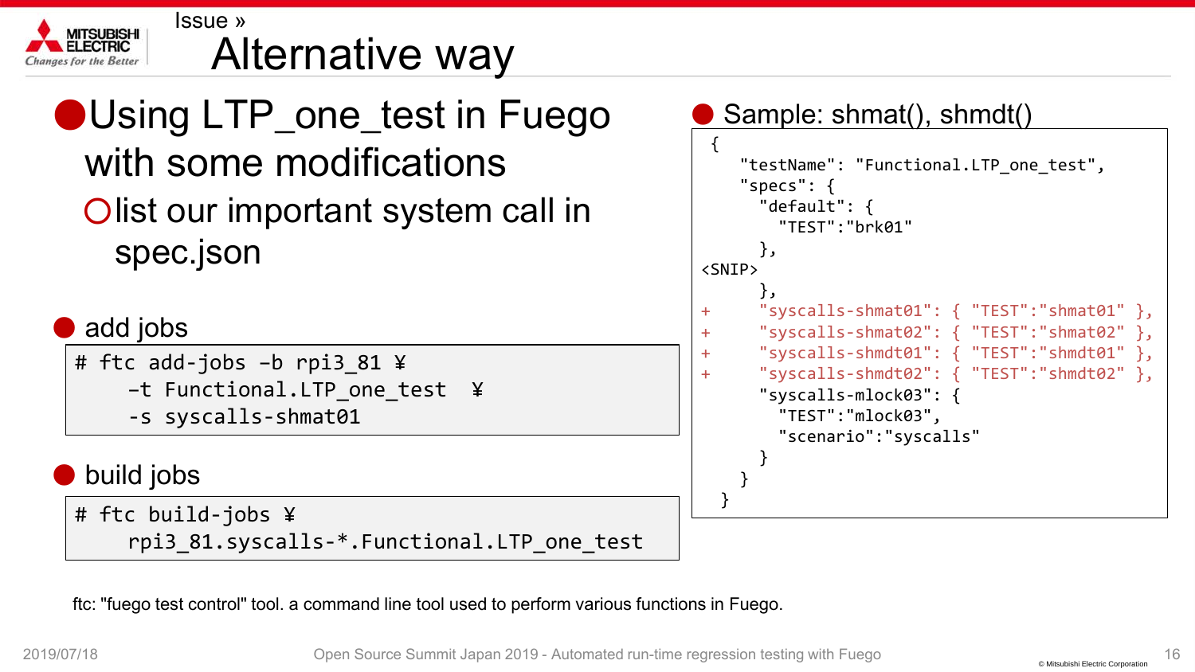Issue »

# Alternative way

- Using LTP_one_test in Fuego with some modifications
  - list our important system call in spec.json

- add jobs

```
# ftc add-jobs -b rpi3_81 ¥
    -t Functional.LTP_one_test  ¥
    -s syscalls-shmat01
```

- build jobs

```
# ftc build-jobs ¥
    rpi3_81.syscalls-*.Functional.LTP_one_test
```

- Sample: shmat(), shmdt()

```
{
    "testName": "Functional.LTP_one_test",
    "specs": {
      "default": {
        "TEST":"brk01"
      },
<SNIP>
      },
+     "syscalls-shmat01": { "TEST":"shmat01" },
+     "syscalls-shmat02": { "TEST":"shmat02" },
+     "syscalls-shmdt01": { "TEST":"shmdt01" },
+     "syscalls-shmdt02": { "TEST":"shmdt02" },
      "syscalls-mlock03": {
        "TEST":"mlock03",
        "scenario":"syscalls"
      }
    }
  }
```

ftc: "fuego test control" tool. a command line tool used to perform various functions in Fuego.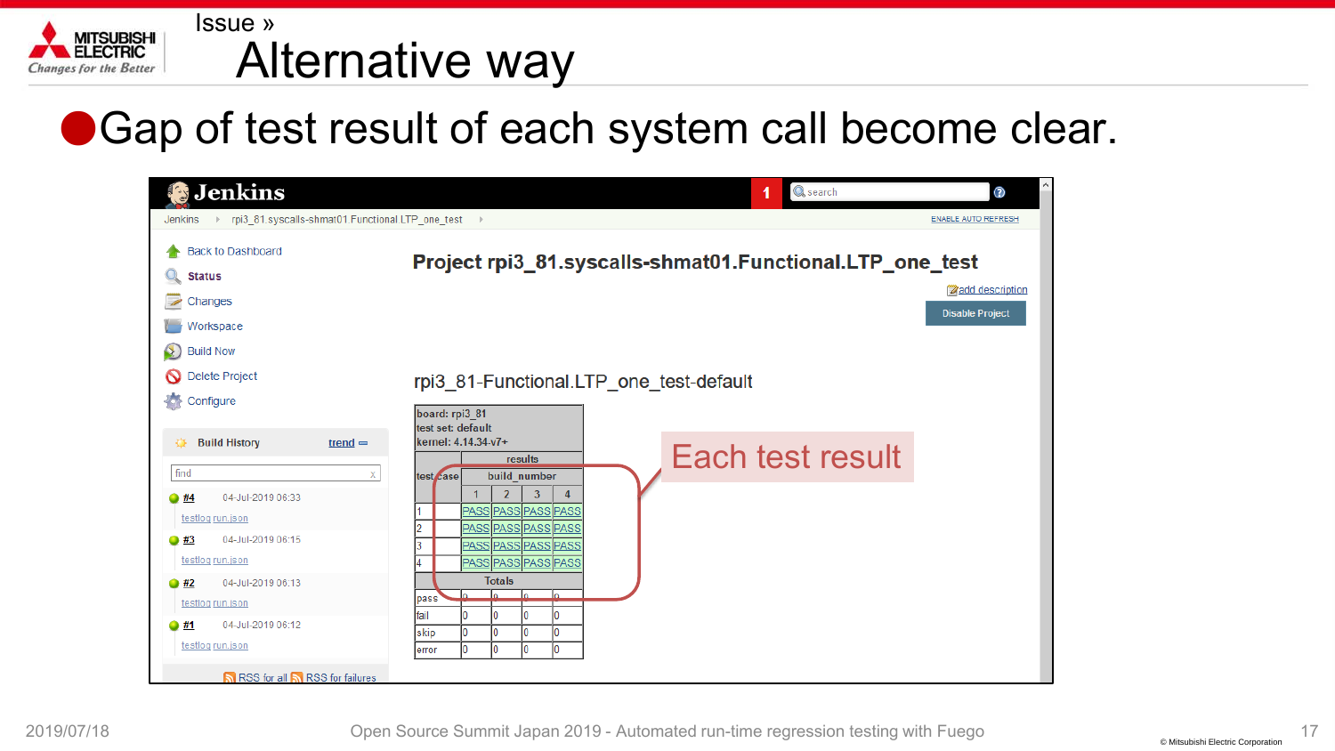Issue »

# Alternative way

- Gap of test result of each system call become clear.

**Jenkins**

Jenkins › rpi3_81.syscalls-shmat01.Functional.LTP_one_test ›

ENABLE AUTO REFRESH

- Back to Dashboard
- Status
- Changes
- Workspace
- Build Now
- Delete Project
- Configure

Build History trend

| | |
|---|---|
| #4 | 04-Jul-2019 06:33 |
| testlog run.json | |
| #3 | 04-Jul-2019 06:15 |
| testlog run.json | |
| #2 | 04-Jul-2019 06:13 |
| testlog run.json | |
| #1 | 04-Jul-2019 06:12 |
| testlog run.json | |

RSS for all RSS for failures

## Project rpi3_81.syscalls-shmat01.Functional.LTP_one_test

add description

Disable Project

rpi3_81-Functional.LTP_one_test-default

board: rpi3_81
test set: default
kernel: 4.14.34-v7+

| test case | | results | | | |
|---|---|---|---|---|---|
| | | build_number | | | |
| | | 1 | 2 | 3 | 4 |
| 1 | | PASS | PASS | PASS | PASS |
| 2 | | PASS | PASS | PASS | PASS |
| 3 | | PASS | PASS | PASS | PASS |
| 4 | | PASS | PASS | PASS | PASS |
| Totals | | | | | |
| pass | | 0 | 0 | 0 | 0 |
| fail | | 0 | 0 | 0 | 0 |
| skip | | 0 | 0 | 0 | 0 |
| error | | 0 | 0 | 0 | 0 |

Each test result

2019/07/18 Open Source Summit Japan 2019 - Automated run-time regression testing with Fuego © Mitsubishi Electric Corporation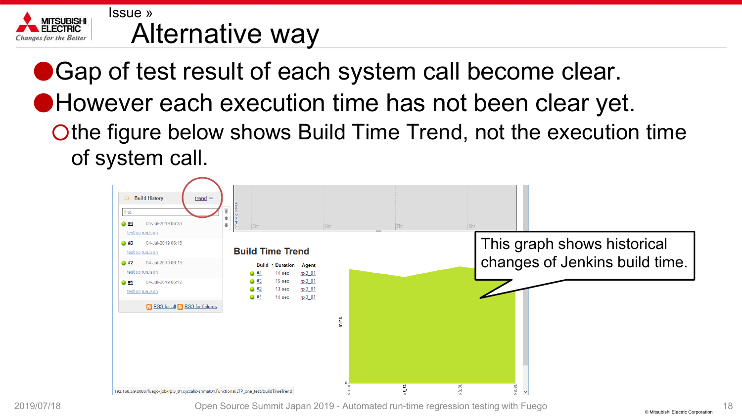Issue »

# Alternative way

- Gap of test result of each system call become clear.
- However each execution time has not been clear yet.
  - the figure below shows Build Time Trend, not the execution time of system call.

Build History — trend

| Build | Date |
|---|---|
| #4 | 04-Jul-2019 06:33 |
| #3 | 04-Jul-2019 06:15 |
| #2 | 04-Jul-2019 06:13 |
| #1 | 04-Jul-2019 06:12 |

**Build Time Trend**

| Build | Duration | Agent |
|---|---|---|
| #4 | 14 sec | rpi3_81 |
| #3 | 15 sec | rpi3_81 |
| #2 | 13 sec | rpi3_81 |
| #1 | 14 sec | rpi3_81 |

This graph shows historical changes of Jenkins build time.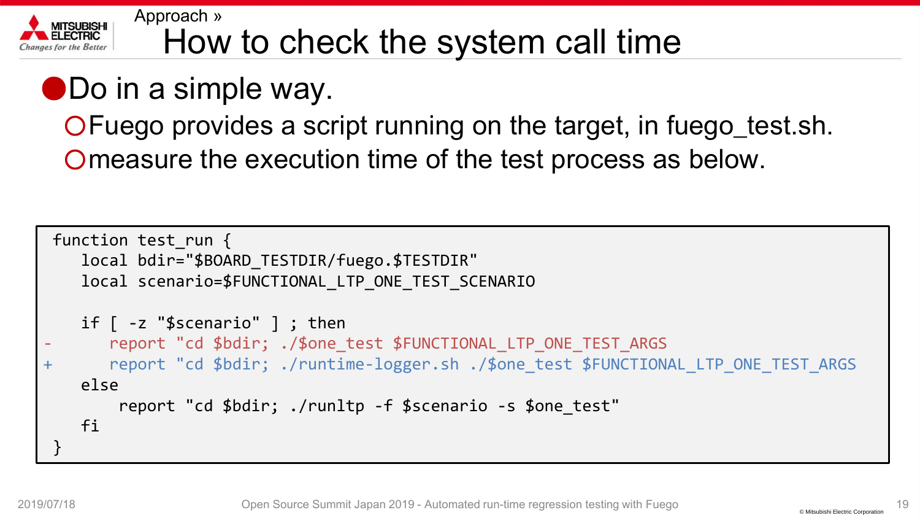Approach »

# How to check the system call time

- Do in a simple way.
  - Fuego provides a script running on the target, in fuego_test.sh.
  - measure the execution time of the test process as below.

```
 function test_run {
    local bdir="$BOARD_TESTDIR/fuego.$TESTDIR"
    local scenario=$FUNCTIONAL_LTP_ONE_TEST_SCENARIO

    if [ -z "$scenario" ] ; then
-       report "cd $bdir; ./$one_test $FUNCTIONAL_LTP_ONE_TEST_ARGS
+       report "cd $bdir; ./runtime-logger.sh ./$one_test $FUNCTIONAL_LTP_ONE_TEST_ARGS
    else
        report "cd $bdir; ./runltp -f $scenario -s $one_test"
    fi
 }
```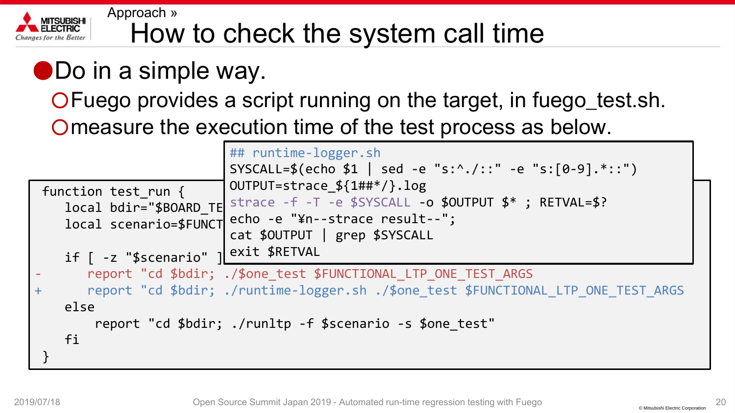Approach »

# How to check the system call time

- Do in a simple way.
  - Fuego provides a script running on the target, in fuego_test.sh.
  - measure the execution time of the test process as below.

```
## runtime-logger.sh
SYSCALL=$(echo $1 | sed -e "s:^./::" -e "s:[0-9].*::")
OUTPUT=strace_${1##*/}.log
strace -f -T -e $SYSCALL -o $OUTPUT $* ; RETVAL=$?
echo -e "¥n--strace result--";
cat $OUTPUT | grep $SYSCALL
exit $RETVAL
```

```
function test_run {
   local bdir="$BOARD_TE
   local scenario=$FUNCT

   if [ -z "$scenario" ]
-      report "cd $bdir; ./$one_test $FUNCTIONAL_LTP_ONE_TEST_ARGS
+      report "cd $bdir; ./runtime-logger.sh ./$one_test $FUNCTIONAL_LTP_ONE_TEST_ARGS
   else
       report "cd $bdir; ./runltp -f $scenario -s $one_test"
   fi
}
```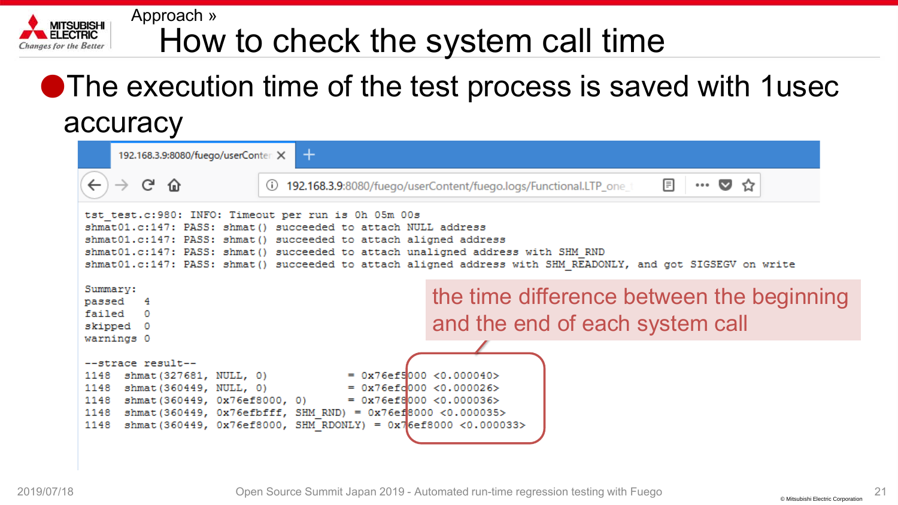Approach »

# How to check the system call time

- The execution time of the test process is saved with 1usec accuracy

192.168.3.9:8080/fuego/userContent/fuego.logs/Functional.LTP_one_

```
tst_test.c:980: INFO: Timeout per run is 0h 05m 00s
shmat01.c:147: PASS: shmat() succeeded to attach NULL address
shmat01.c:147: PASS: shmat() succeeded to attach aligned address
shmat01.c:147: PASS: shmat() succeeded to attach unaligned address with SHM_RND
shmat01.c:147: PASS: shmat() succeeded to attach aligned address with SHM_READONLY, and got SIGSEGV on write

Summary:
passed   4
failed   0
skipped  0
warnings 0

--strace result--
1148  shmat(327681, NULL, 0)            = 0x76ef5000 <0.000040>
1148  shmat(360449, NULL, 0)            = 0x76efc000 <0.000026>
1148  shmat(360449, 0x76ef8000, 0)      = 0x76ef8000 <0.000036>
1148  shmat(360449, 0x76efbfff, SHM_RND) = 0x76ef8000 <0.000035>
1148  shmat(360449, 0x76ef8000, SHM_RDONLY) = 0x76ef8000 <0.000033>
```

the time difference between the beginning and the end of each system call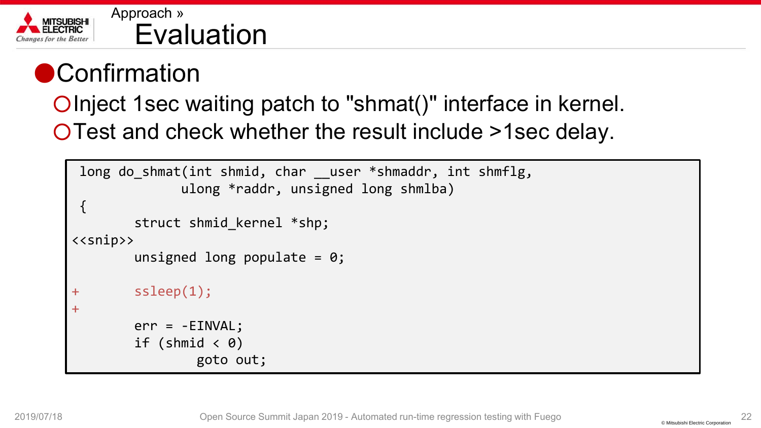Approach »

# Evaluation

## Confirmation

- Inject 1sec waiting patch to "shmat()" interface in kernel.
- Test and check whether the result include >1sec delay.

```
 long do_shmat(int shmid, char __user *shmaddr, int shmflg,
              ulong *raddr, unsigned long shmlba)
 {
        struct shmid_kernel *shp;
<<snip>>
        unsigned long populate = 0;

+       ssleep(1);
+
        err = -EINVAL;
        if (shmid < 0)
                goto out;
```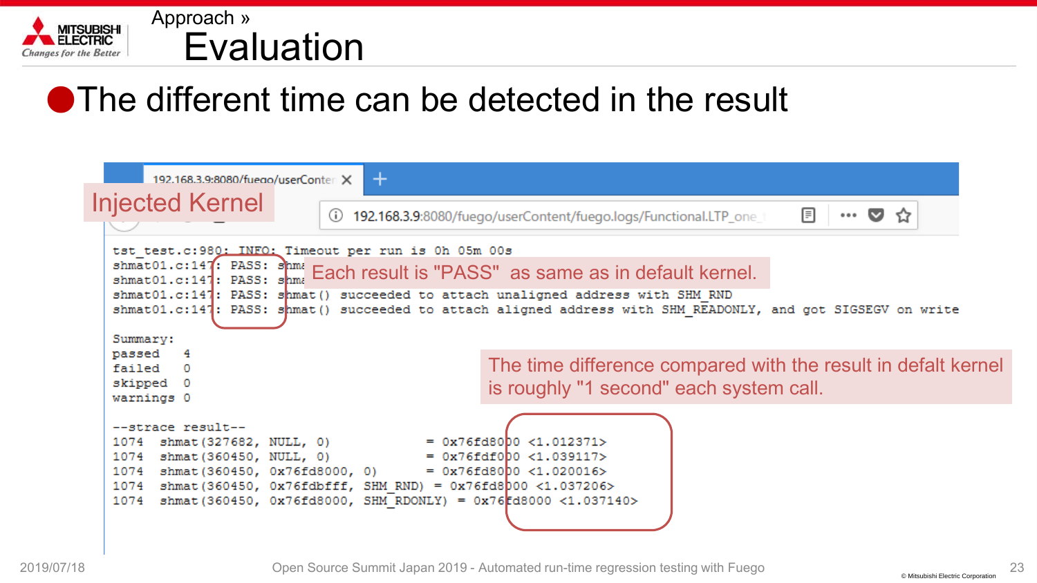Approach »

# Evaluation

- The different time can be detected in the result

Injected Kernel

192.168.3.9:8080/fuego/userContent/fuego.logs/Functional.LTP_one_

```
tst_test.c:980: INFO: Timeout per run is 0h 05m 00s
shmat01.c:147: PASS: shma
shmat01.c:147: PASS: shma
shmat01.c:147: PASS: shmat() succeeded to attach unaligned address with SHM_RND
shmat01.c:147: PASS: shmat() succeeded to attach aligned address with SHM_READONLY, and got SIGSEGV on write

Summary:
passed   4
failed   0
skipped  0
warnings 0

--strace result--
1074  shmat(327682, NULL, 0)             = 0x76fd8000 <1.012371>
1074  shmat(360450, NULL, 0)             = 0x76fdf000 <1.039117>
1074  shmat(360450, 0x76fd8000, 0)       = 0x76fd8000 <1.020016>
1074  shmat(360450, 0x76fdbfff, SHM_RND)  = 0x76fd8000 <1.037206>
1074  shmat(360450, 0x76fd8000, SHM_RDONLY) = 0x76fd8000 <1.037140>
```

Each result is "PASS" as same as in default kernel.

The time difference compared with the result in defalt kernel is roughly "1 second" each system call.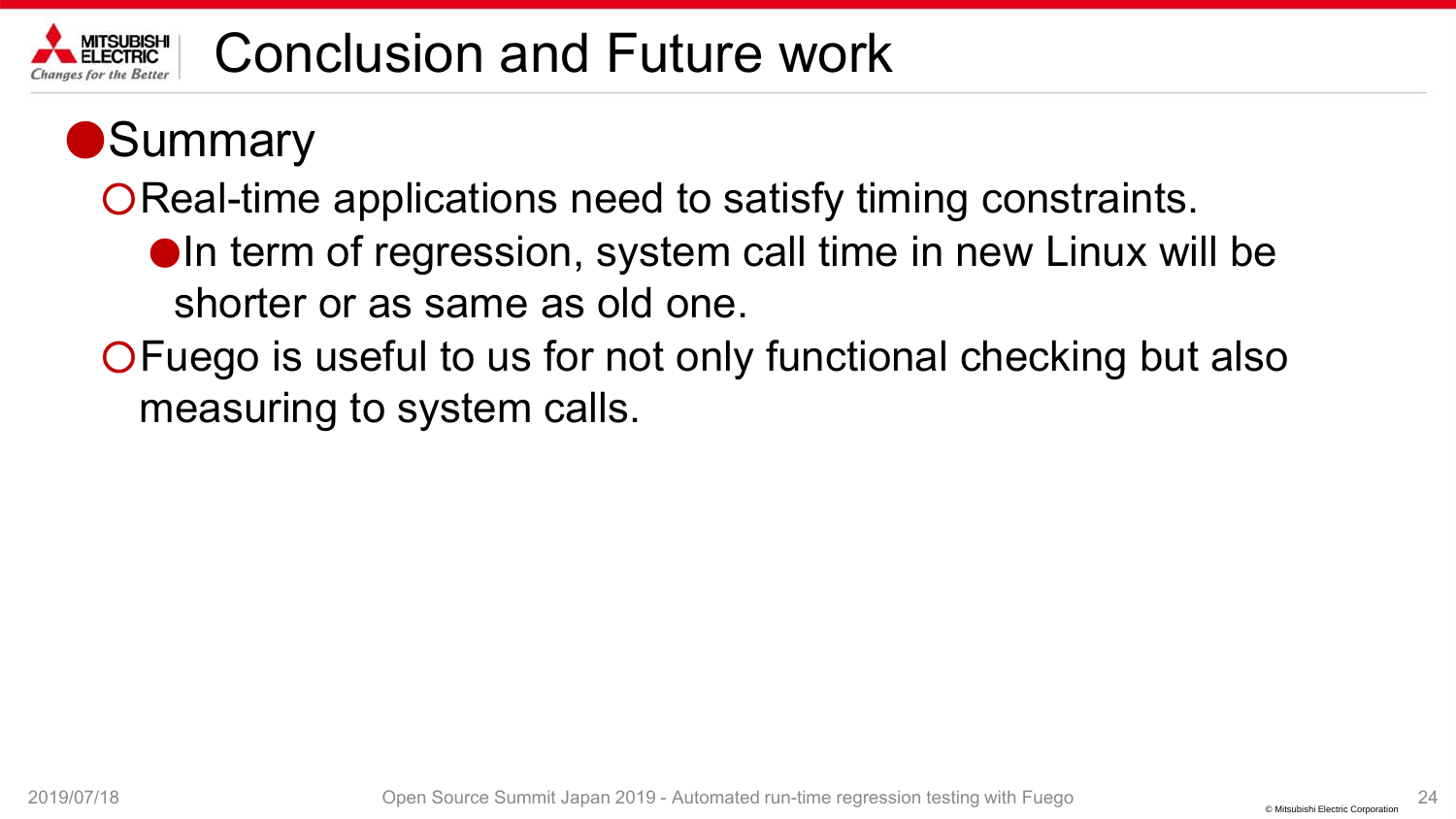# Conclusion and Future work

- **Summary**
  - Real-time applications need to satisfy timing constraints.
    - In term of regression, system call time in new Linux will be shorter or as same as old one.
  - Fuego is useful to us for not only functional checking but also measuring to system calls.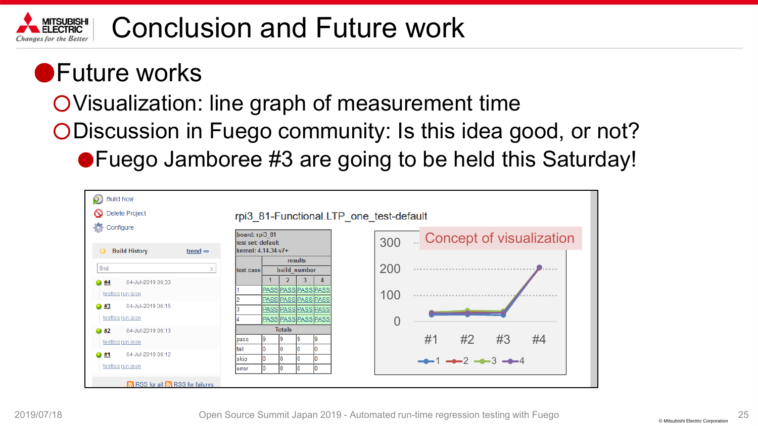# Conclusion and Future work

- Future works
  - Visualization: line graph of measurement time
  - Discussion in Fuego community: Is this idea good, or not?
    - Fuego Jamboree #3 are going to be held this Saturday!

Build Now

Delete Project

Configure

Build History trend

| # | Date |
|---|---|
| #4 | 04-Jul-2019 06:33 |
| #3 | 04-Jul-2019 06:15 |
| #2 | 04-Jul-2019 06:13 |
| #1 | 04-Jul-2019 06:12 |

testlog run.json

RSS for all RSS for failures

rpi3_81-Functional.LTP_one_test-default

board: rpi3_81
test set: default
kernel: 4.14.34-v7+

| test case | results | | | |
|---|---|---|---|---|
| | build_number | | | |
| | 1 | 2 | 3 | 4 |
| 1 | PASS | PASS | PASS | PASS |
| 2 | PASS | PASS | PASS | PASS |
| 3 | PASS | PASS | PASS | PASS |
| 4 | PASS | PASS | PASS | PASS |
| Totals | | | | |
| pass | 9 | 9 | 9 | 9 |
| fail | 0 | 0 | 0 | 0 |
| skip | 0 | 0 | 0 | 0 |
| error | 0 | 0 | 0 | 0 |

Concept of visualization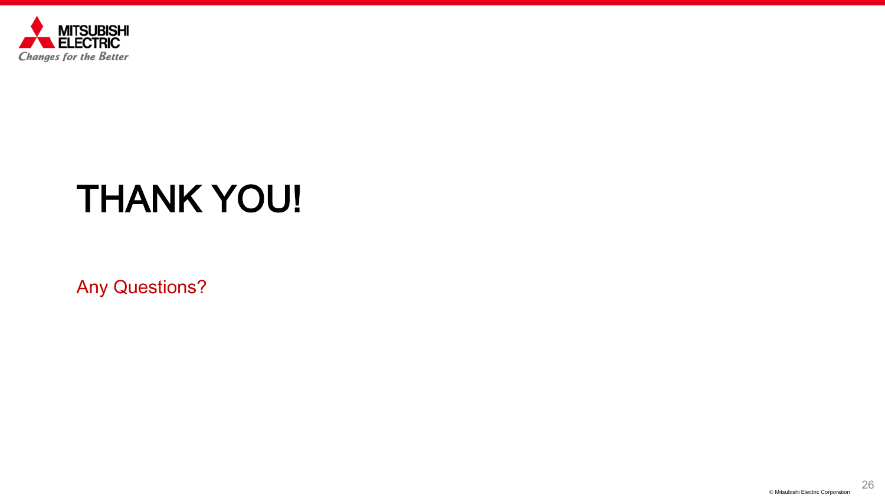# THANK YOU!

Any Questions?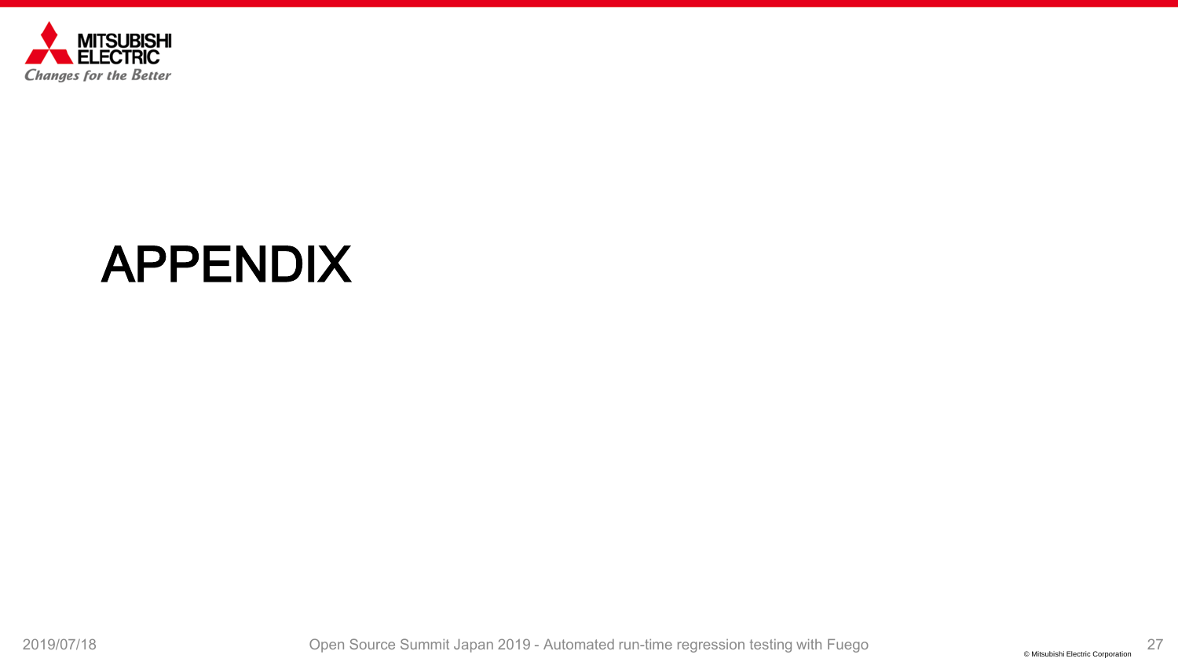# APPENDIX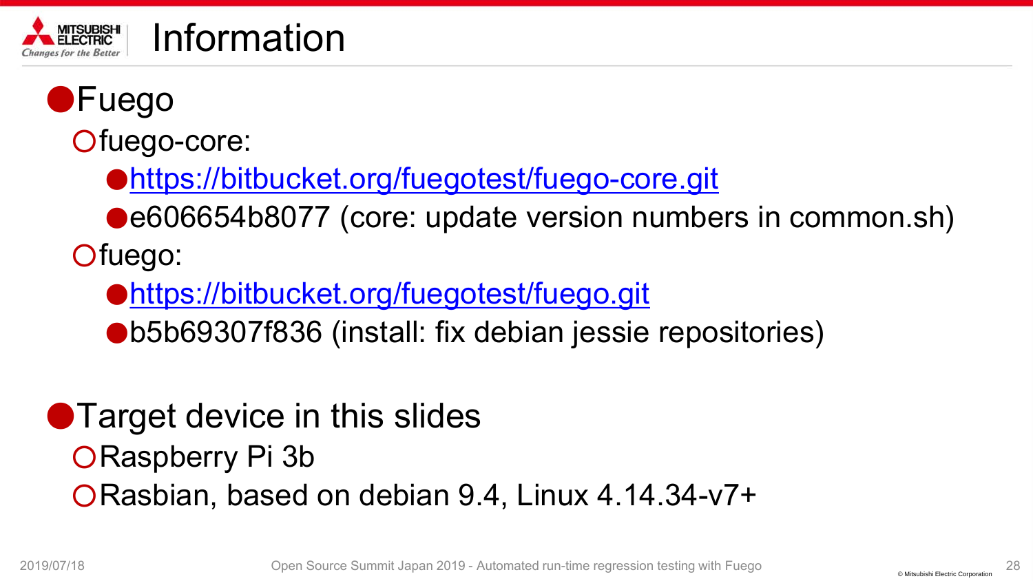# Information

- Fuego
  - fuego-core:
    - https://bitbucket.org/fuegotest/fuego-core.git
    - e606654b8077 (core: update version numbers in common.sh)
  - fuego:
    - https://bitbucket.org/fuegotest/fuego.git
    - b5b69307f836 (install: fix debian jessie repositories)

- Target device in this slides
  - Raspberry Pi 3b
  - Rasbian, based on debian 9.4, Linux 4.14.34-v7+